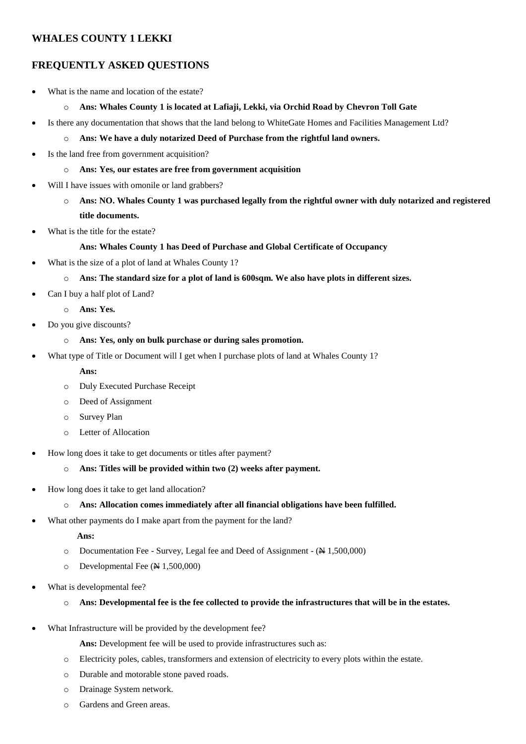## WHALES COUNTY 1 LEKKI

## FREQUENTLY ASKED QUESTIONS

- What is the name and location of the estate?
  - **Ans: Whales County 1 is located at Lafiaji, Lekki, via Orchid Road by Chevron Toll Gate**
- Is there any documentation that shows that the land belong to WhiteGate Homes and Facilities Management Ltd?
  - **Ans: We have a duly notarized Deed of Purchase from the rightful land owners.**
- Is the land free from government acquisition?
  - **Ans: Yes, our estates are free from government acquisition**
- Will I have issues with omonile or land grabbers?
  - **Ans: NO. Whales County 1 was purchased legally from the rightful owner with duly notarized and registered title documents.**
- What is the title for the estate?

  **Ans: Whales County 1 has Deed of Purchase and Global Certificate of Occupancy**
- What is the size of a plot of land at Whales County 1?
  - **Ans: The standard size for a plot of land is 600sqm. We also have plots in different sizes.**
- Can I buy a half plot of Land?
  - **Ans: Yes.**
- Do you give discounts?
  - **Ans: Yes, only on bulk purchase or during sales promotion.**
- What type of Title or Document will I get when I purchase plots of land at Whales County 1?

  **Ans:**
  - Duly Executed Purchase Receipt
  - Deed of Assignment
  - Survey Plan
  - Letter of Allocation
- How long does it take to get documents or titles after payment?
  - **Ans: Titles will be provided within two (2) weeks after payment.**
- How long does it take to get land allocation?
  - **Ans: Allocation comes immediately after all financial obligations have been fulfilled.**
- What other payments do I make apart from the payment for the land?

  **Ans:**
  - Documentation Fee - Survey, Legal fee and Deed of Assignment - (₦ 1,500,000)
  - Developmental Fee (₦ 1,500,000)
- What is developmental fee?
  - **Ans: Developmental fee is the fee collected to provide the infrastructures that will be in the estates.**
- What Infrastructure will be provided by the development fee?

  **Ans:** Development fee will be used to provide infrastructures such as:
  - Electricity poles, cables, transformers and extension of electricity to every plots within the estate.
  - Durable and motorable stone paved roads.
  - Drainage System network.
  - Gardens and Green areas.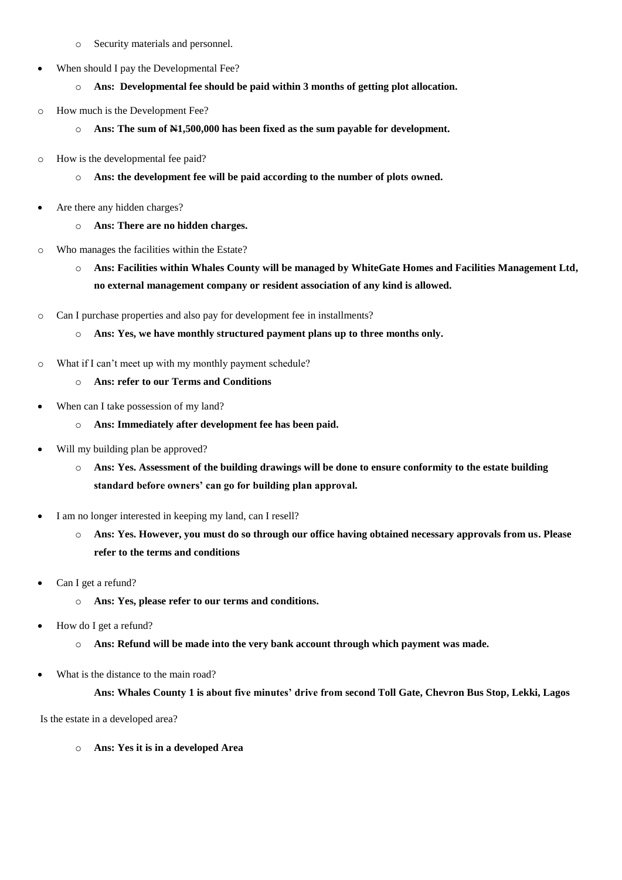- Security materials and personnel.

- When should I pay the Developmental Fee?
  - **Ans: Developmental fee should be paid within 3 months of getting plot allocation.**

- How much is the Development Fee?
  - **Ans: The sum of ₦1,500,000 has been fixed as the sum payable for development.**

- How is the developmental fee paid?
  - **Ans: the development fee will be paid according to the number of plots owned.**

- Are there any hidden charges?
  - **Ans: There are no hidden charges.**

- Who manages the facilities within the Estate?
  - **Ans: Facilities within Whales County will be managed by WhiteGate Homes and Facilities Management Ltd, no external management company or resident association of any kind is allowed.**

- Can I purchase properties and also pay for development fee in installments?
  - **Ans: Yes, we have monthly structured payment plans up to three months only.**

- What if I can't meet up with my monthly payment schedule?
  - **Ans: refer to our Terms and Conditions**

- When can I take possession of my land?
  - **Ans: Immediately after development fee has been paid.**

- Will my building plan be approved?
  - **Ans: Yes. Assessment of the building drawings will be done to ensure conformity to the estate building standard before owners' can go for building plan approval.**

- I am no longer interested in keeping my land, can I resell?
  - **Ans: Yes. However, you must do so through our office having obtained necessary approvals from us. Please refer to the terms and conditions**

- Can I get a refund?
  - **Ans: Yes, please refer to our terms and conditions.**

- How do I get a refund?
  - **Ans: Refund will be made into the very bank account through which payment was made.**

- What is the distance to the main road?

  **Ans: Whales County 1 is about five minutes' drive from second Toll Gate, Chevron Bus Stop, Lekki, Lagos**

Is the estate in a developed area?

- **Ans: Yes it is in a developed Area**